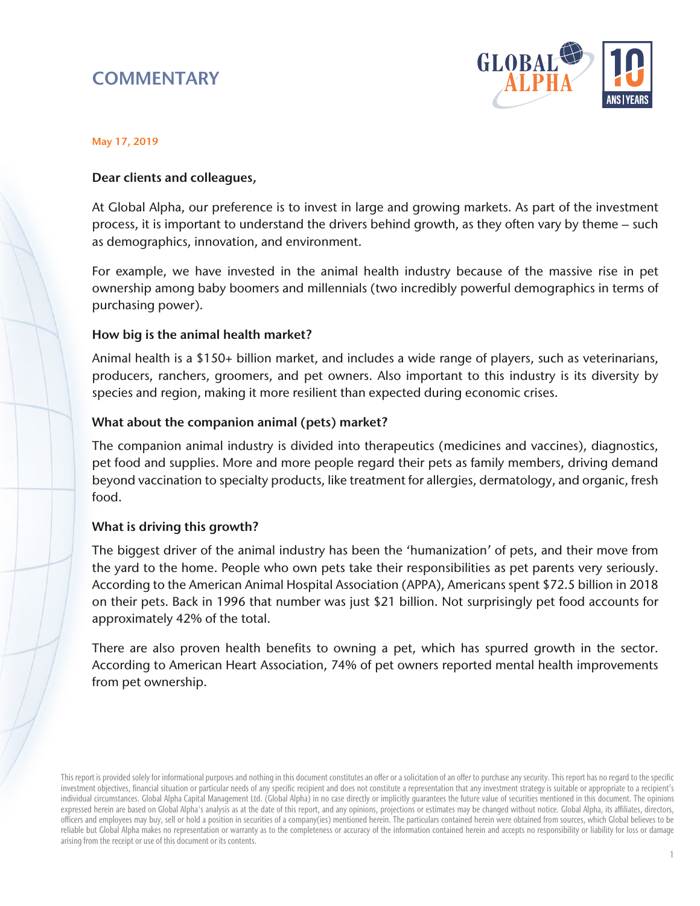# COMMENTARY

May 17, 2019

**Dear clients and colleagues,**

At Global Alpha, our preference is to invest in large and growing markets. As part of the investment process, it is important to understand the drivers behind growth, as they often vary by theme – such as demographics, innovation, and environment.

For example, we have invested in the animal health industry because of the massive rise in pet ownership among baby boomers and millennials (two incredibly powerful demographics in terms of purchasing power).

**How big is the animal health market?**

Animal health is a $150+ billion market, and includes a wide range of players, such as veterinarians, producers, ranchers, groomers, and pet owners. Also important to this industry is its diversity by species and region, making it more resilient than expected during economic crises.

**What about the companion animal (pets) market?**

The companion animal industry is divided into therapeutics (medicines and vaccines), diagnostics, pet food and supplies. More and more people regard their pets as family members, driving demand beyond vaccination to specialty products, like treatment for allergies, dermatology, and organic, fresh food.

**What is driving this growth?**

The biggest driver of the animal industry has been the 'humanization' of pets, and their move from the yard to the home. People who own pets take their responsibilities as pet parents very seriously. According to the American Animal Hospital Association (APPA), Americans spent $72.5 billion in 2018 on their pets. Back in 1996 that number was just $21 billion. Not surprisingly pet food accounts for approximately 42% of the total.

There are also proven health benefits to owning a pet, which has spurred growth in the sector. According to American Heart Association, 74% of pet owners reported mental health improvements from pet ownership.

This report is provided solely for informational purposes and nothing in this document constitutes an offer or a solicitation of an offer to purchase any security. This report has no regard to the specific investment objectives, financial situation or particular needs of any specific recipient and does not constitute a representation that any investment strategy is suitable or appropriate to a recipient's individual circumstances. Global Alpha Capital Management Ltd. (Global Alpha) in no case directly or implicitly guarantees the future value of securities mentioned in this document. The opinions expressed herein are based on Global Alpha's analysis as at the date of this report, and any opinions, projections or estimates may be changed without notice. Global Alpha, its affiliates, directors, officers and employees may buy, sell or hold a position in securities of a company(ies) mentioned herein. The particulars contained herein were obtained from sources, which Global believes to be reliable but Global Alpha makes no representation or warranty as to the completeness or accuracy of the information contained herein and accepts no responsibility or liability for loss or damage arising from the receipt or use of this document or its contents.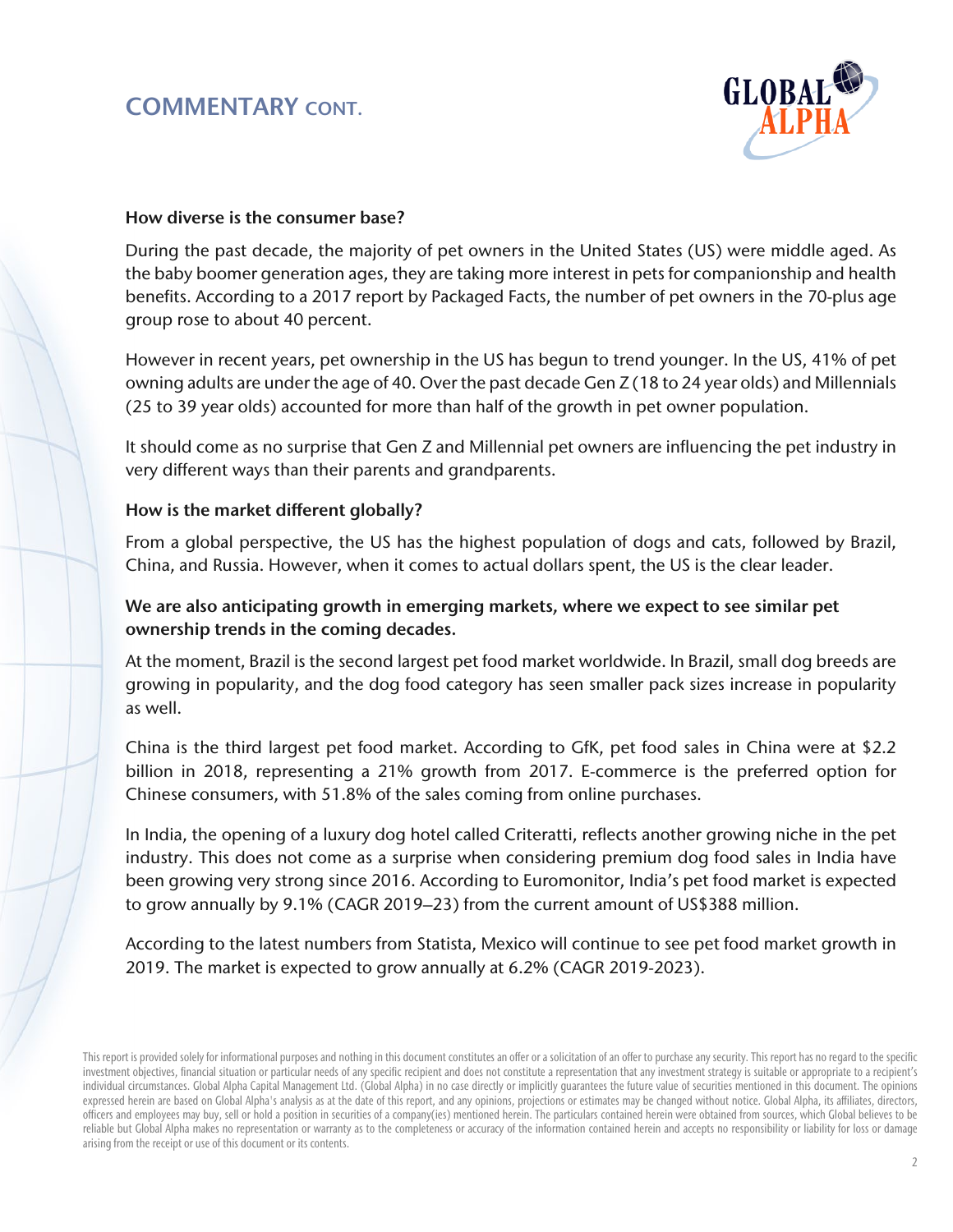## COMMENTARY CONT.

### How diverse is the consumer base?

During the past decade, the majority of pet owners in the United States (US) were middle aged. As the baby boomer generation ages, they are taking more interest in pets for companionship and health benefits. According to a 2017 report by Packaged Facts, the number of pet owners in the 70-plus age group rose to about 40 percent.

However in recent years, pet ownership in the US has begun to trend younger. In the US, 41% of pet owning adults are under the age of 40. Over the past decade Gen Z (18 to 24 year olds) and Millennials (25 to 39 year olds) accounted for more than half of the growth in pet owner population.

It should come as no surprise that Gen Z and Millennial pet owners are influencing the pet industry in very different ways than their parents and grandparents.

### How is the market different globally?

From a global perspective, the US has the highest population of dogs and cats, followed by Brazil, China, and Russia. However, when it comes to actual dollars spent, the US is the clear leader.

**We are also anticipating growth in emerging markets, where we expect to see similar pet ownership trends in the coming decades.**

At the moment, Brazil is the second largest pet food market worldwide. In Brazil, small dog breeds are growing in popularity, and the dog food category has seen smaller pack sizes increase in popularity as well.

China is the third largest pet food market. According to GfK, pet food sales in China were at $2.2 billion in 2018, representing a 21% growth from 2017. E-commerce is the preferred option for Chinese consumers, with 51.8% of the sales coming from online purchases.

In India, the opening of a luxury dog hotel called Criteratti, reflects another growing niche in the pet industry. This does not come as a surprise when considering premium dog food sales in India have been growing very strong since 2016. According to Euromonitor, India's pet food market is expected to grow annually by 9.1% (CAGR 2019–23) from the current amount of US$388 million.

According to the latest numbers from Statista, Mexico will continue to see pet food market growth in 2019. The market is expected to grow annually at 6.2% (CAGR 2019-2023).

This report is provided solely for informational purposes and nothing in this document constitutes an offer or a solicitation of an offer to purchase any security. This report has no regard to the specific investment objectives, financial situation or particular needs of any specific recipient and does not constitute a representation that any investment strategy is suitable or appropriate to a recipient's individual circumstances. Global Alpha Capital Management Ltd. (Global Alpha) in no case directly or implicitly guarantees the future value of securities mentioned in this document. The opinions expressed herein are based on Global Alpha's analysis as at the date of this report, and any opinions, projections or estimates may be changed without notice. Global Alpha, its affiliates, directors, officers and employees may buy, sell or hold a position in securities of a company(ies) mentioned herein. The particulars contained herein were obtained from sources, which Global believes to be reliable but Global Alpha makes no representation or warranty as to the completeness or accuracy of the information contained herein and accepts no responsibility or liability for loss or damage arising from the receipt or use of this document or its contents.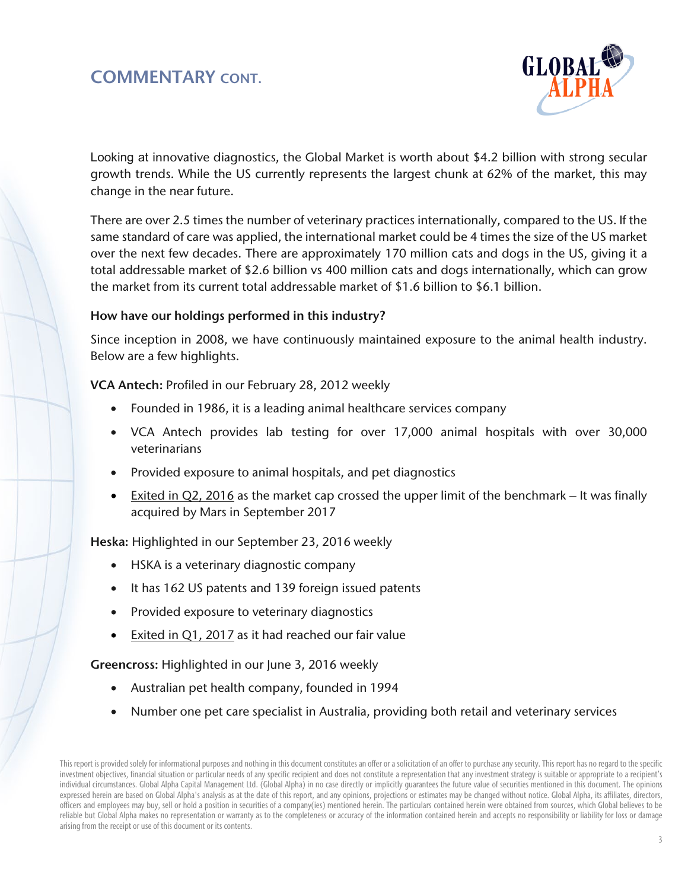## COMMENTARY CONT.

Looking at innovative diagnostics, the Global Market is worth about $4.2 billion with strong secular growth trends. While the US currently represents the largest chunk at 62% of the market, this may change in the near future.

There are over 2.5 times the number of veterinary practices internationally, compared to the US. If the same standard of care was applied, the international market could be 4 times the size of the US market over the next few decades. There are approximately 170 million cats and dogs in the US, giving it a total addressable market of $2.6 billion vs 400 million cats and dogs internationally, which can grow the market from its current total addressable market of $1.6 billion to $6.1 billion.

**How have our holdings performed in this industry?**

Since inception in 2008, we have continuously maintained exposure to the animal health industry. Below are a few highlights.

**VCA Antech:** Profiled in our February 28, 2012 weekly

- Founded in 1986, it is a leading animal healthcare services company
- VCA Antech provides lab testing for over 17,000 animal hospitals with over 30,000 veterinarians
- Provided exposure to animal hospitals, and pet diagnostics
- Exited in Q2, 2016 as the market cap crossed the upper limit of the benchmark – It was finally acquired by Mars in September 2017

**Heska:** Highlighted in our September 23, 2016 weekly

- HSKA is a veterinary diagnostic company
- It has 162 US patents and 139 foreign issued patents
- Provided exposure to veterinary diagnostics
- Exited in Q1, 2017 as it had reached our fair value

**Greencross:** Highlighted in our June 3, 2016 weekly

- Australian pet health company, founded in 1994
- Number one pet care specialist in Australia, providing both retail and veterinary services

This report is provided solely for informational purposes and nothing in this document constitutes an offer or a solicitation of an offer to purchase any security. This report has no regard to the specific investment objectives, financial situation or particular needs of any specific recipient and does not constitute a representation that any investment strategy is suitable or appropriate to a recipient's individual circumstances. Global Alpha Capital Management Ltd. (Global Alpha) in no case directly or implicitly guarantees the future value of securities mentioned in this document. The opinions expressed herein are based on Global Alpha's analysis as at the date of this report, and any opinions, projections or estimates may be changed without notice. Global Alpha, its affiliates, directors, officers and employees may buy, sell or hold a position in securities of a company(ies) mentioned herein. The particulars contained herein were obtained from sources, which Global believes to be reliable but Global Alpha makes no representation or warranty as to the completeness or accuracy of the information contained herein and accepts no responsibility or liability for loss or damage arising from the receipt or use of this document or its contents.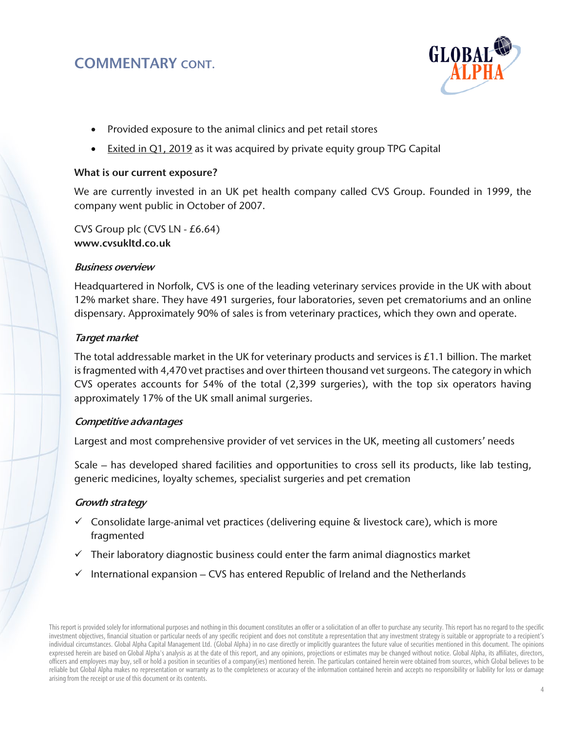## COMMENTARY CONT.

- Provided exposure to the animal clinics and pet retail stores
- Exited in Q1, 2019 as it was acquired by private equity group TPG Capital

**What is our current exposure?**

We are currently invested in an UK pet health company called CVS Group. Founded in 1999, the company went public in October of 2007.

CVS Group plc (CVS LN - £6.64)
**www.cvsukltd.co.uk**

***Business overview***

Headquartered in Norfolk, CVS is one of the leading veterinary services provide in the UK with about 12% market share. They have 491 surgeries, four laboratories, seven pet crematoriums and an online dispensary. Approximately 90% of sales is from veterinary practices, which they own and operate.

***Target market***

The total addressable market in the UK for veterinary products and services is £1.1 billion. The market is fragmented with 4,470 vet practises and over thirteen thousand vet surgeons. The category in which CVS operates accounts for 54% of the total (2,399 surgeries), with the top six operators having approximately 17% of the UK small animal surgeries.

***Competitive advantages***

Largest and most comprehensive provider of vet services in the UK, meeting all customers' needs

Scale – has developed shared facilities and opportunities to cross sell its products, like lab testing, generic medicines, loyalty schemes, specialist surgeries and pet cremation

***Growth strategy***

- ✓ Consolidate large-animal vet practices (delivering equine & livestock care), which is more fragmented
- ✓ Their laboratory diagnostic business could enter the farm animal diagnostics market
- ✓ International expansion – CVS has entered Republic of Ireland and the Netherlands

This report is provided solely for informational purposes and nothing in this document constitutes an offer or a solicitation of an offer to purchase any security. This report has no regard to the specific investment objectives, financial situation or particular needs of any specific recipient and does not constitute a representation that any investment strategy is suitable or appropriate to a recipient's individual circumstances. Global Alpha Capital Management Ltd. (Global Alpha) in no case directly or implicitly guarantees the future value of securities mentioned in this document. The opinions expressed herein are based on Global Alpha's analysis as at the date of this report, and any opinions, projections or estimates may be changed without notice. Global Alpha, its affiliates, directors, officers and employees may buy, sell or hold a position in securities of a company(ies) mentioned herein. The particulars contained herein were obtained from sources, which Global believes to be reliable but Global Alpha makes no representation or warranty as to the completeness or accuracy of the information contained herein and accepts no responsibility or liability for loss or damage arising from the receipt or use of this document or its contents.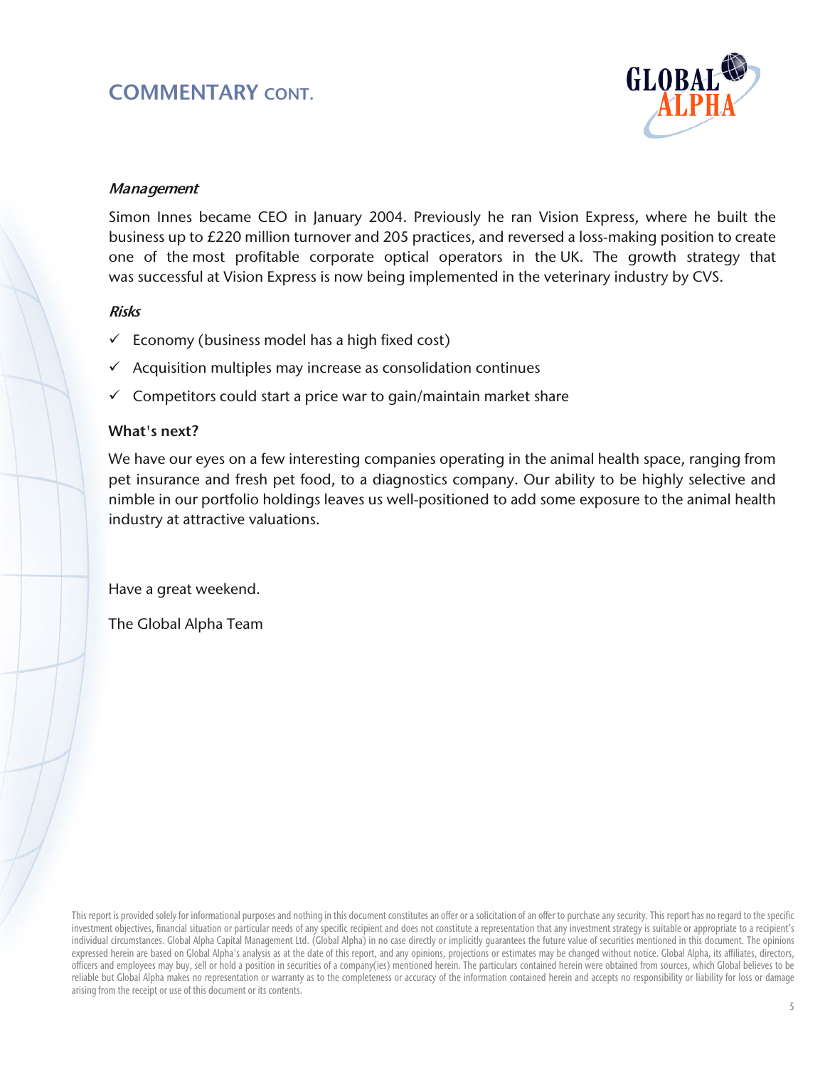# COMMENTARY CONT.

### *Management*

Simon Innes became CEO in January 2004. Previously he ran Vision Express, where he built the business up to £220 million turnover and 205 practices, and reversed a loss-making position to create one of the most profitable corporate optical operators in the UK. The growth strategy that was successful at Vision Express is now being implemented in the veterinary industry by CVS.

### *Risks*

- ✓ Economy (business model has a high fixed cost)
- ✓ Acquisition multiples may increase as consolidation continues
- ✓ Competitors could start a price war to gain/maintain market share

### What's next?

We have our eyes on a few interesting companies operating in the animal health space, ranging from pet insurance and fresh pet food, to a diagnostics company. Our ability to be highly selective and nimble in our portfolio holdings leaves us well-positioned to add some exposure to the animal health industry at attractive valuations.

Have a great weekend.

The Global Alpha Team

This report is provided solely for informational purposes and nothing in this document constitutes an offer or a solicitation of an offer to purchase any security. This report has no regard to the specific investment objectives, financial situation or particular needs of any specific recipient and does not constitute a representation that any investment strategy is suitable or appropriate to a recipient's individual circumstances. Global Alpha Capital Management Ltd. (Global Alpha) in no case directly or implicitly guarantees the future value of securities mentioned in this document. The opinions expressed herein are based on Global Alpha's analysis as at the date of this report, and any opinions, projections or estimates may be changed without notice. Global Alpha, its affiliates, directors, officers and employees may buy, sell or hold a position in securities of a company(ies) mentioned herein. The particulars contained herein were obtained from sources, which Global believes to be reliable but Global Alpha makes no representation or warranty as to the completeness or accuracy of the information contained herein and accepts no responsibility or liability for loss or damage arising from the receipt or use of this document or its contents.